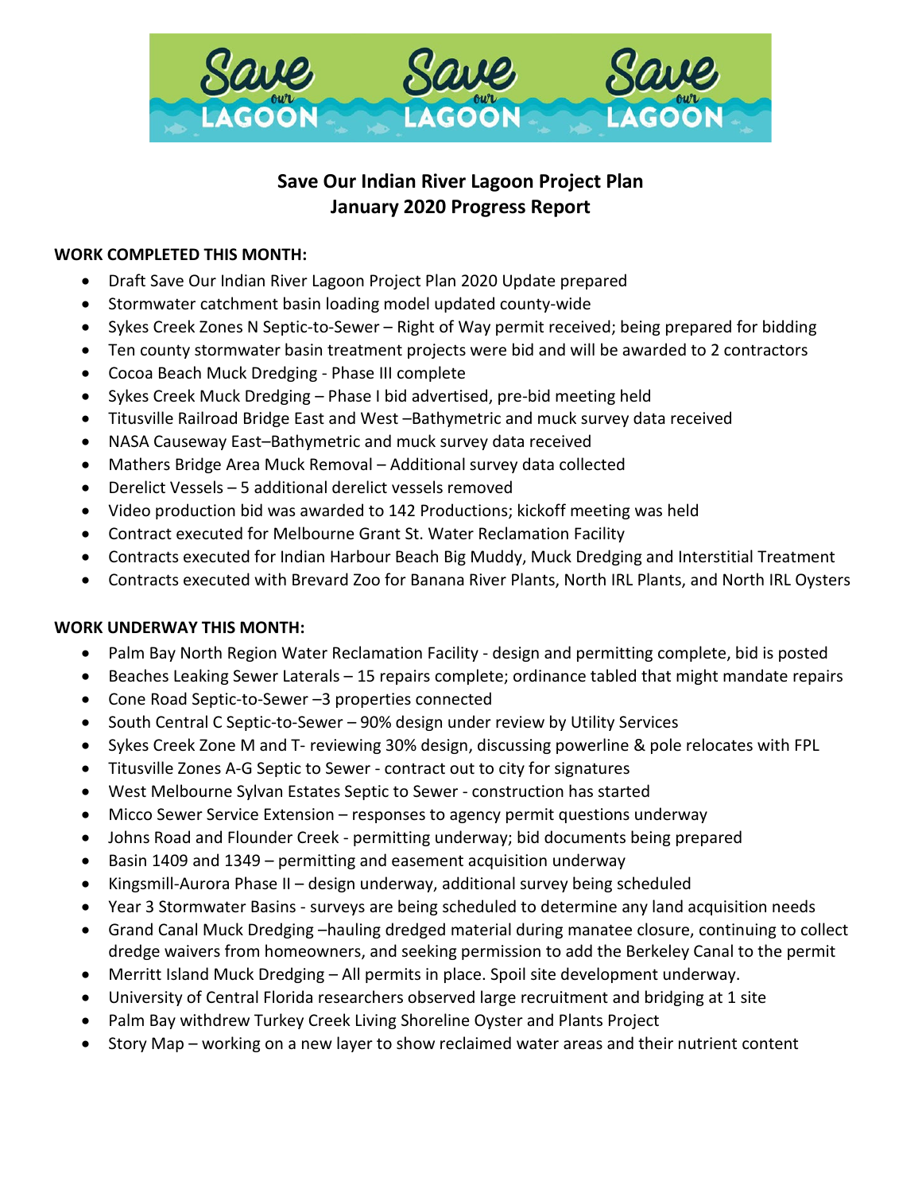# Save Our Indian River Lagoon Project Plan
# January 2020 Progress Report

**WORK COMPLETED THIS MONTH:**

- Draft Save Our Indian River Lagoon Project Plan 2020 Update prepared
- Stormwater catchment basin loading model updated county-wide
- Sykes Creek Zones N Septic-to-Sewer – Right of Way permit received; being prepared for bidding
- Ten county stormwater basin treatment projects were bid and will be awarded to 2 contractors
- Cocoa Beach Muck Dredging - Phase III complete
- Sykes Creek Muck Dredging – Phase I bid advertised, pre-bid meeting held
- Titusville Railroad Bridge East and West –Bathymetric and muck survey data received
- NASA Causeway East–Bathymetric and muck survey data received
- Mathers Bridge Area Muck Removal – Additional survey data collected
- Derelict Vessels – 5 additional derelict vessels removed
- Video production bid was awarded to 142 Productions; kickoff meeting was held
- Contract executed for Melbourne Grant St. Water Reclamation Facility
- Contracts executed for Indian Harbour Beach Big Muddy, Muck Dredging and Interstitial Treatment
- Contracts executed with Brevard Zoo for Banana River Plants, North IRL Plants, and North IRL Oysters

**WORK UNDERWAY THIS MONTH:**

- Palm Bay North Region Water Reclamation Facility - design and permitting complete, bid is posted
- Beaches Leaking Sewer Laterals – 15 repairs complete; ordinance tabled that might mandate repairs
- Cone Road Septic-to-Sewer –3 properties connected
- South Central C Septic-to-Sewer – 90% design under review by Utility Services
- Sykes Creek Zone M and T- reviewing 30% design, discussing powerline & pole relocates with FPL
- Titusville Zones A-G Septic to Sewer - contract out to city for signatures
- West Melbourne Sylvan Estates Septic to Sewer - construction has started
- Micco Sewer Service Extension – responses to agency permit questions underway
- Johns Road and Flounder Creek - permitting underway; bid documents being prepared
- Basin 1409 and 1349 – permitting and easement acquisition underway
- Kingsmill-Aurora Phase II – design underway, additional survey being scheduled
- Year 3 Stormwater Basins - surveys are being scheduled to determine any land acquisition needs
- Grand Canal Muck Dredging –hauling dredged material during manatee closure, continuing to collect dredge waivers from homeowners, and seeking permission to add the Berkeley Canal to the permit
- Merritt Island Muck Dredging – All permits in place. Spoil site development underway.
- University of Central Florida researchers observed large recruitment and bridging at 1 site
- Palm Bay withdrew Turkey Creek Living Shoreline Oyster and Plants Project
- Story Map – working on a new layer to show reclaimed water areas and their nutrient content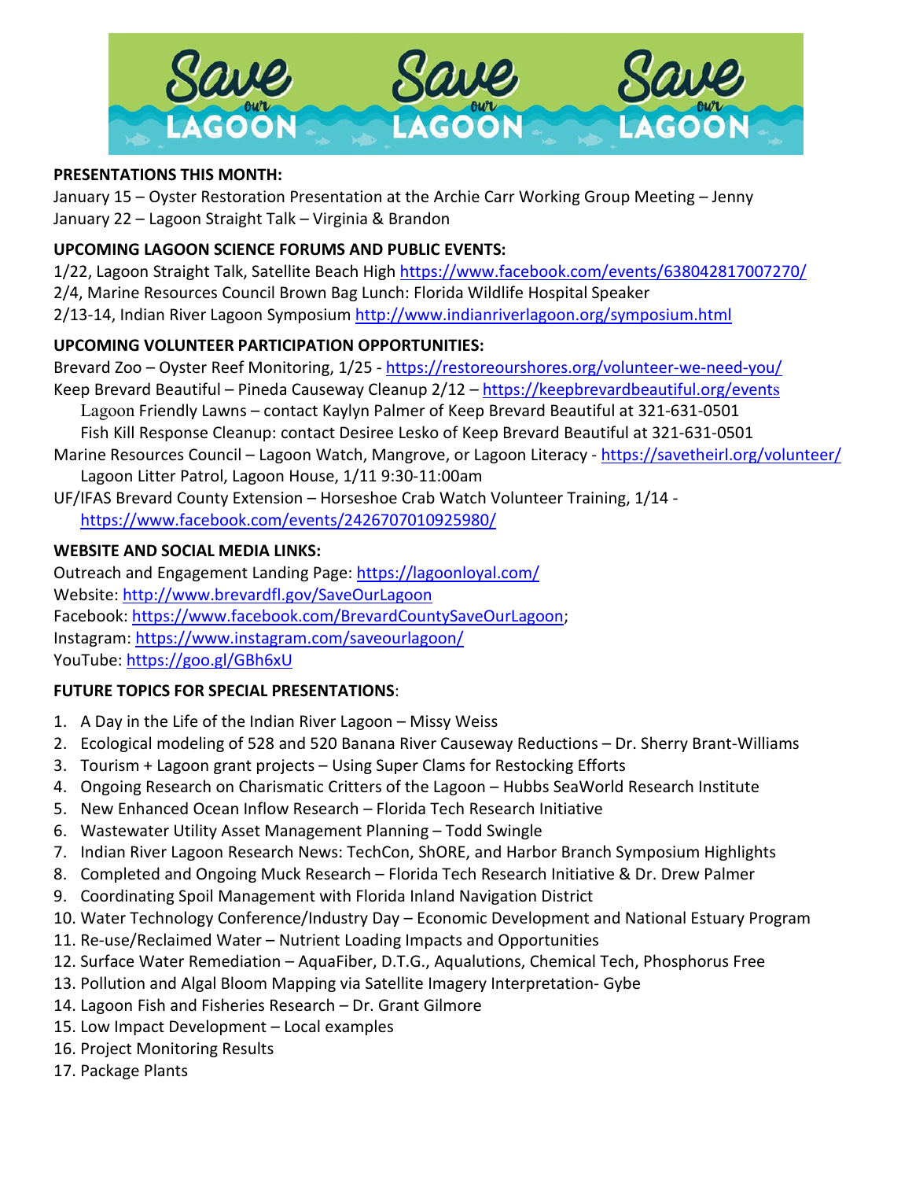**PRESENTATIONS THIS MONTH:**

January 15 – Oyster Restoration Presentation at the Archie Carr Working Group Meeting – Jenny
January 22 – Lagoon Straight Talk – Virginia & Brandon

**UPCOMING LAGOON SCIENCE FORUMS AND PUBLIC EVENTS:**

1/22, Lagoon Straight Talk, Satellite Beach High https://www.facebook.com/events/638042817007270/
2/4, Marine Resources Council Brown Bag Lunch: Florida Wildlife Hospital Speaker
2/13-14, Indian River Lagoon Symposium http://www.indianriverlagoon.org/symposium.html

**UPCOMING VOLUNTEER PARTICIPATION OPPORTUNITIES:**

Brevard Zoo – Oyster Reef Monitoring, 1/25 - https://restoreourshores.org/volunteer-we-need-you/
Keep Brevard Beautiful – Pineda Causeway Cleanup 2/12 – https://keepbrevardbeautiful.org/events
Lagoon Friendly Lawns – contact Kaylyn Palmer of Keep Brevard Beautiful at 321-631-0501
Fish Kill Response Cleanup: contact Desiree Lesko of Keep Brevard Beautiful at 321-631-0501
Marine Resources Council – Lagoon Watch, Mangrove, or Lagoon Literacy - https://savetheirl.org/volunteer/
Lagoon Litter Patrol, Lagoon House, 1/11 9:30-11:00am
UF/IFAS Brevard County Extension – Horseshoe Crab Watch Volunteer Training, 1/14 - https://www.facebook.com/events/2426707010925980/

**WEBSITE AND SOCIAL MEDIA LINKS:**

Outreach and Engagement Landing Page: https://lagoonloyal.com/
Website: http://www.brevardfl.gov/SaveOurLagoon
Facebook: https://www.facebook.com/BrevardCountySaveOurLagoon;
Instagram: https://www.instagram.com/saveourlagoon/
YouTube: https://goo.gl/GBh6xU

**FUTURE TOPICS FOR SPECIAL PRESENTATIONS**:

1. A Day in the Life of the Indian River Lagoon – Missy Weiss
2. Ecological modeling of 528 and 520 Banana River Causeway Reductions – Dr. Sherry Brant-Williams
3. Tourism + Lagoon grant projects – Using Super Clams for Restocking Efforts
4. Ongoing Research on Charismatic Critters of the Lagoon – Hubbs SeaWorld Research Institute
5. New Enhanced Ocean Inflow Research – Florida Tech Research Initiative
6. Wastewater Utility Asset Management Planning – Todd Swingle
7. Indian River Lagoon Research News: TechCon, ShORE, and Harbor Branch Symposium Highlights
8. Completed and Ongoing Muck Research – Florida Tech Research Initiative & Dr. Drew Palmer
9. Coordinating Spoil Management with Florida Inland Navigation District
10. Water Technology Conference/Industry Day – Economic Development and National Estuary Program
11. Re-use/Reclaimed Water – Nutrient Loading Impacts and Opportunities
12. Surface Water Remediation – AquaFiber, D.T.G., Aqualutions, Chemical Tech, Phosphorus Free
13. Pollution and Algal Bloom Mapping via Satellite Imagery Interpretation- Gybe
14. Lagoon Fish and Fisheries Research – Dr. Grant Gilmore
15. Low Impact Development – Local examples
16. Project Monitoring Results
17. Package Plants